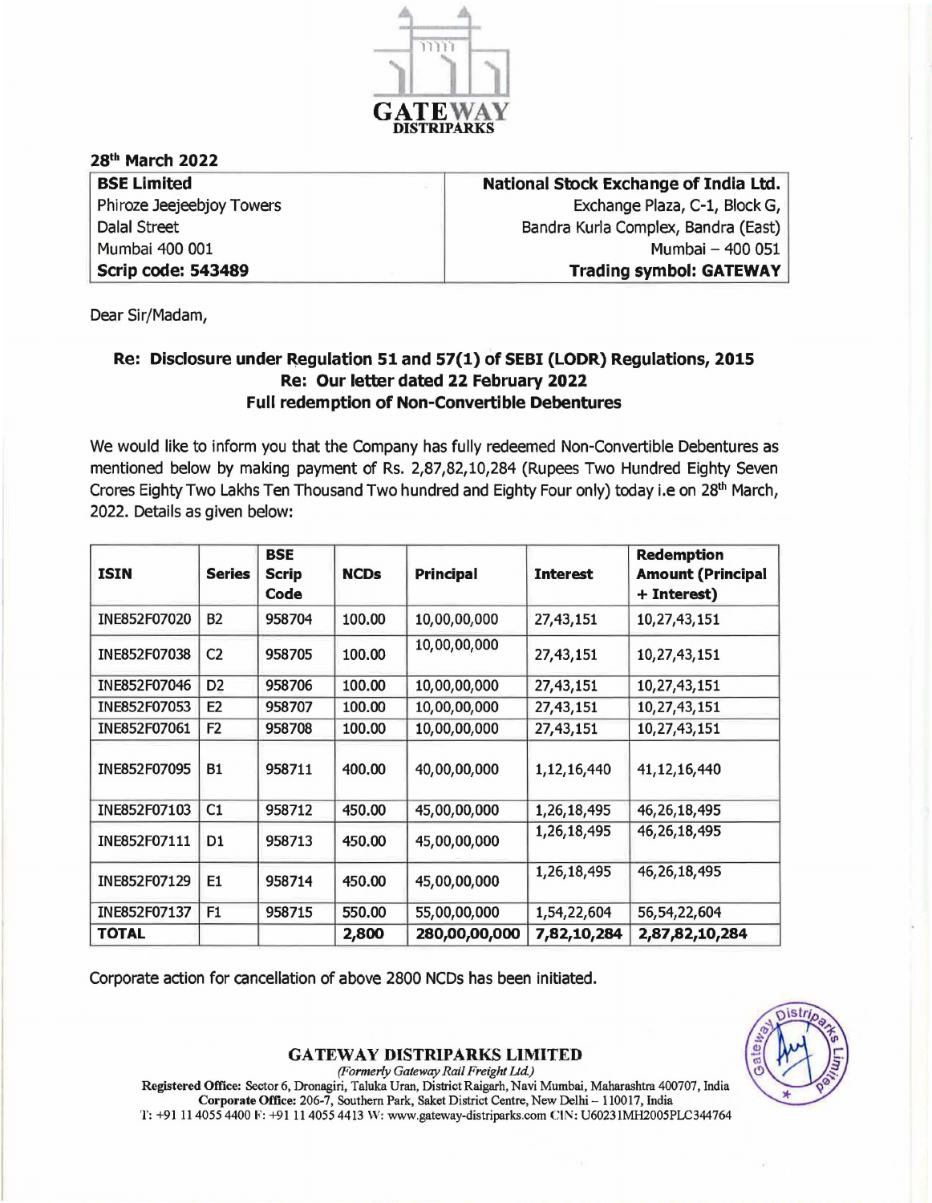GATEWAY DISTRIPARKS

28th March 2022

| BSE Limited | National Stock Exchange of India Ltd. |
|---|---|
| Phiroze Jeejeebjoy Towers | Exchange Plaza, C-1, Block G, |
| Dalal Street | Bandra Kurla Complex, Bandra (East) |
| Mumbai 400 001 | Mumbai – 400 051 |
| **Scrip code: 543489** | **Trading symbol: GATEWAY** |

Dear Sir/Madam,

**Re: Disclosure under Regulation 51 and 57(1) of SEBI (LODR) Regulations, 2015**
**Re: Our letter dated 22 February 2022**
**Full redemption of Non-Convertible Debentures**

We would like to inform you that the Company has fully redeemed Non-Convertible Debentures as mentioned below by making payment of Rs. 2,87,82,10,284 (Rupees Two Hundred Eighty Seven Crores Eighty Two Lakhs Ten Thousand Two hundred and Eighty Four only) today i.e on 28th March, 2022. Details as given below:

| ISIN | Series | BSE Scrip Code | NCDs | Principal | Interest | Redemption Amount (Principal + Interest) |
|---|---|---|---|---|---|---|
| INE852F07020 | B2 | 958704 | 100.00 | 10,00,00,000 | 27,43,151 | 10,27,43,151 |
| INE852F07038 | C2 | 958705 | 100.00 | 10,00,00,000 | 27,43,151 | 10,27,43,151 |
| INE852F07046 | D2 | 958706 | 100.00 | 10,00,00,000 | 27,43,151 | 10,27,43,151 |
| INE852F07053 | E2 | 958707 | 100.00 | 10,00,00,000 | 27,43,151 | 10,27,43,151 |
| INE852F07061 | F2 | 958708 | 100.00 | 10,00,00,000 | 27,43,151 | 10,27,43,151 |
| INE852F07095 | B1 | 958711 | 400.00 | 40,00,00,000 | 1,12,16,440 | 41,12,16,440 |
| INE852F07103 | C1 | 958712 | 450.00 | 45,00,00,000 | 1,26,18,495 | 46,26,18,495 |
| INE852F07111 | D1 | 958713 | 450.00 | 45,00,00,000 | 1,26,18,495 | 46,26,18,495 |
| INE852F07129 | E1 | 958714 | 450.00 | 45,00,00,000 | 1,26,18,495 | 46,26,18,495 |
| INE852F07137 | F1 | 958715 | 550.00 | 55,00,00,000 | 1,54,22,604 | 56,54,22,604 |
| **TOTAL** | | | **2,800** | **280,00,00,000** | **7,82,10,284** | **2,87,82,10,284** |

Corporate action for cancellation of above 2800 NCDs has been initiated.

**GATEWAY DISTRIPARKS LIMITED**
*(Formerly Gateway Rail Freight Ltd.)*
**Registered Office:** Sector 6, Dronagiri, Taluka Uran, District Raigarh, Navi Mumbai, Maharashtra 400707, India
**Corporate Office:** 206-7, Southern Park, Saket District Centre, New Delhi – 110017, India
T: +91 11 4055 4400 F: +91 11 4055 4413 W: www.gateway-distriparks.com CIN: U60231MH2005PLC344764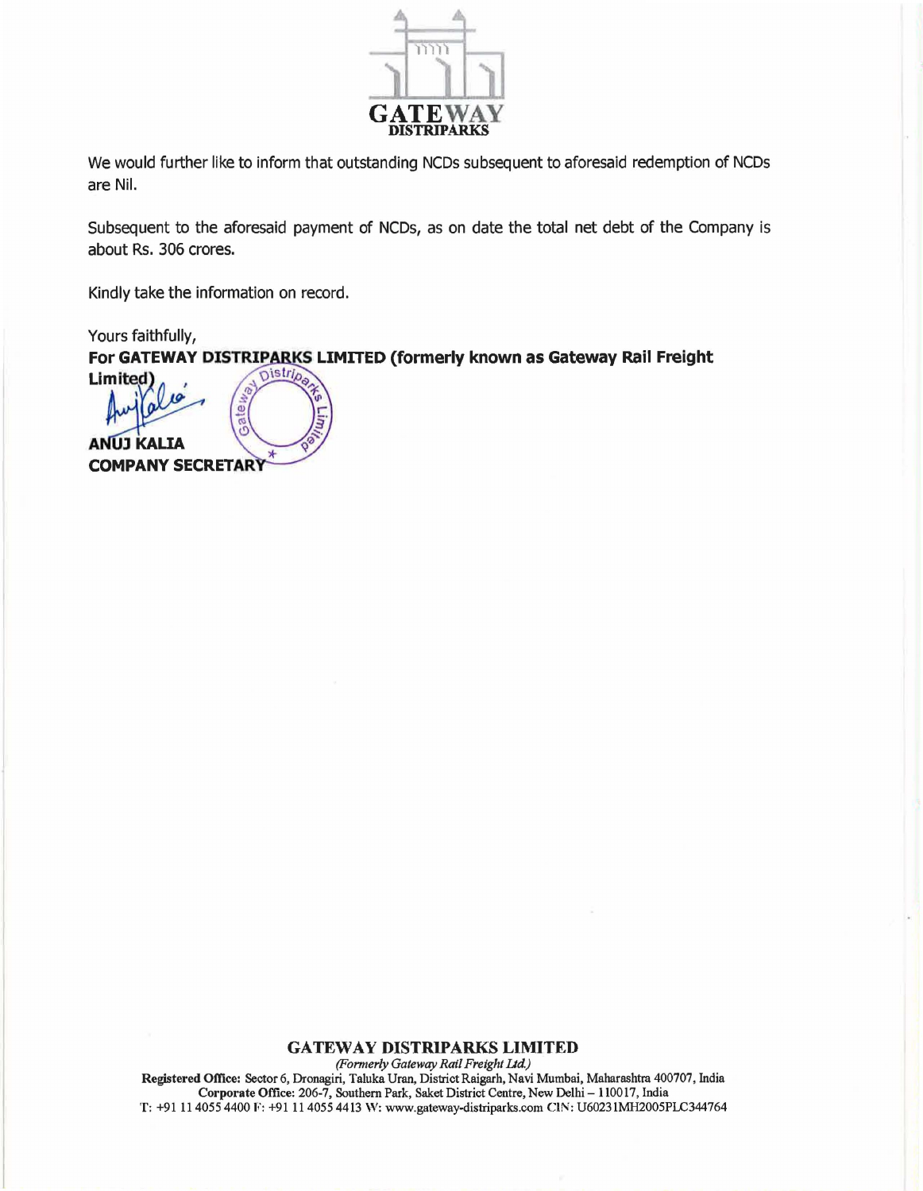We would further like to inform that outstanding NCDs subsequent to aforesaid redemption of NCDs are Nil.

Subsequent to the aforesaid payment of NCDs, as on date the total net debt of the Company is about Rs. 306 crores.

Kindly take the information on record.

Yours faithfully,

**For GATEWAY DISTRIPARKS LIMITED (formerly known as Gateway Rail Freight Limited)**

**ANUJ KALIA**
**COMPANY SECRETARY**

**GATEWAY DISTRIPARKS LIMITED**
*(Formerly Gateway Rail Freight Ltd.)*
**Registered Office:** Sector 6, Dronagiri, Taluka Uran, District Raigarh, Navi Mumbai, Maharashtra 400707, India
**Corporate Office:** 206-7, Southern Park, Saket District Centre, New Delhi – 110017, India
T: +91 11 4055 4400 F: +91 11 4055 4413 W: www.gateway-distriparks.com CIN: U60231MH2005PLC344764